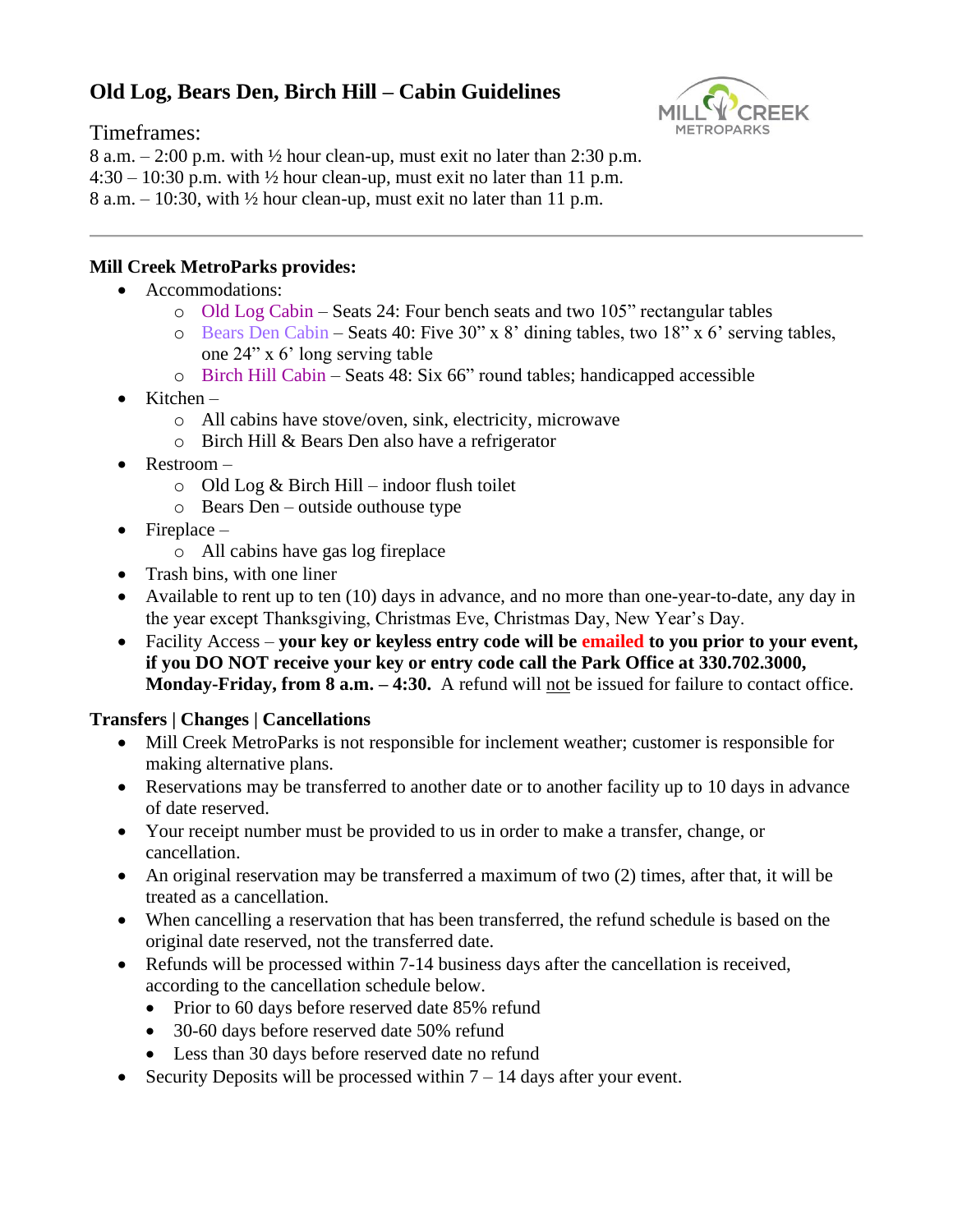# Old Log, Bears Den, Birch Hill – Cabin Guidelines

Timeframes:
8 a.m. – 2:00 p.m. with ½ hour clean-up, must exit no later than 2:30 p.m.
4:30 – 10:30 p.m. with ½ hour clean-up, must exit no later than 11 p.m.
8 a.m. – 10:30, with ½ hour clean-up, must exit no later than 11 p.m.

---

**Mill Creek MetroParks provides:**

- Accommodations:
  - Old Log Cabin – Seats 24: Four bench seats and two 105" rectangular tables
  - Bears Den Cabin – Seats 40: Five 30" x 8' dining tables, two 18" x 6' serving tables, one 24" x 6' long serving table
  - Birch Hill Cabin – Seats 48: Six 66" round tables; handicapped accessible
- Kitchen –
  - All cabins have stove/oven, sink, electricity, microwave
  - Birch Hill & Bears Den also have a refrigerator
- Restroom –
  - Old Log & Birch Hill – indoor flush toilet
  - Bears Den – outside outhouse type
- Fireplace –
  - All cabins have gas log fireplace
- Trash bins, with one liner
- Available to rent up to ten (10) days in advance, and no more than one-year-to-date, any day in the year except Thanksgiving, Christmas Eve, Christmas Day, New Year's Day.
- Facility Access – **your key or keyless entry code will be emailed to you prior to your event, if you DO NOT receive your key or entry code call the Park Office at 330.702.3000, Monday-Friday, from 8 a.m. – 4:30.** A refund will not be issued for failure to contact office.

**Transfers | Changes | Cancellations**

- Mill Creek MetroParks is not responsible for inclement weather; customer is responsible for making alternative plans.
- Reservations may be transferred to another date or to another facility up to 10 days in advance of date reserved.
- Your receipt number must be provided to us in order to make a transfer, change, or cancellation.
- An original reservation may be transferred a maximum of two (2) times, after that, it will be treated as a cancellation.
- When cancelling a reservation that has been transferred, the refund schedule is based on the original date reserved, not the transferred date.
- Refunds will be processed within 7-14 business days after the cancellation is received, according to the cancellation schedule below.
  - Prior to 60 days before reserved date 85% refund
  - 30-60 days before reserved date 50% refund
  - Less than 30 days before reserved date no refund
- Security Deposits will be processed within 7 – 14 days after your event.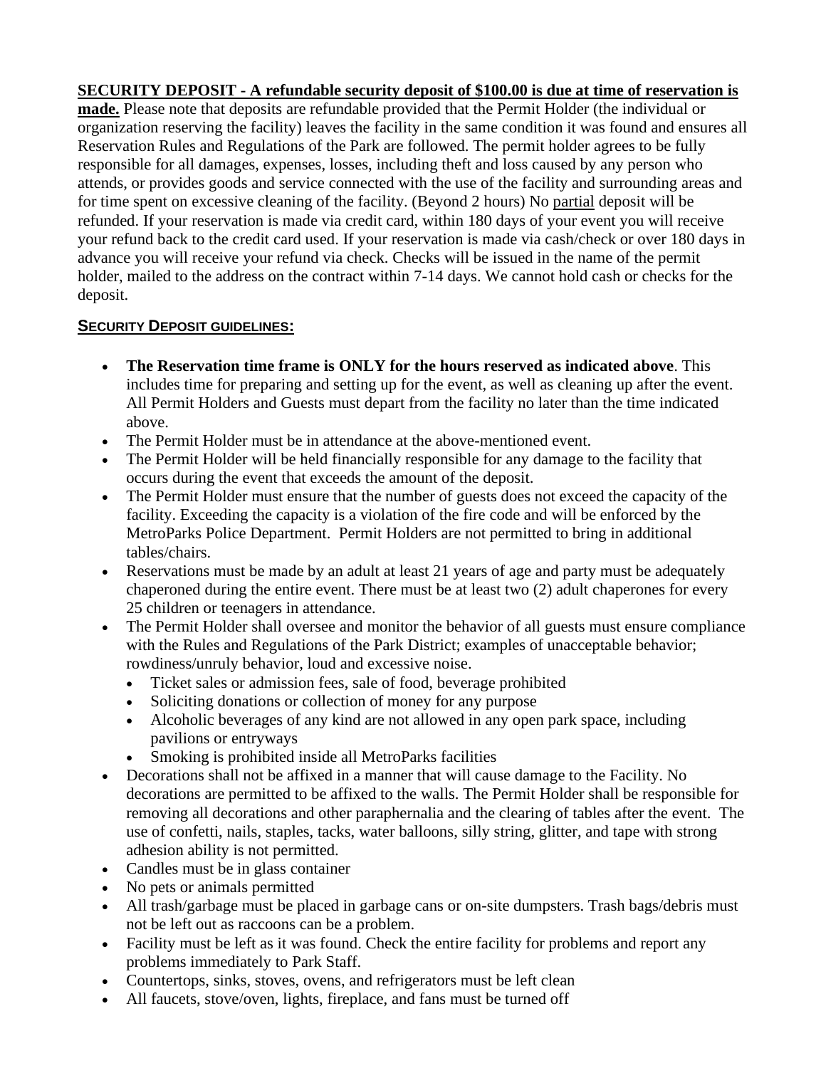**<u>SECURITY DEPOSIT - A refundable security deposit of $100.00 is due at time of reservation is made.</u>** Please note that deposits are refundable provided that the Permit Holder (the individual or organization reserving the facility) leaves the facility in the same condition it was found and ensures all Reservation Rules and Regulations of the Park are followed. The permit holder agrees to be fully responsible for all damages, expenses, losses, including theft and loss caused by any person who attends, or provides goods and service connected with the use of the facility and surrounding areas and for time spent on excessive cleaning of the facility. (Beyond 2 hours) No <u>partial</u> deposit will be refunded. If your reservation is made via credit card, within 180 days of your event you will receive your refund back to the credit card used. If your reservation is made via cash/check or over 180 days in advance you will receive your refund via check. Checks will be issued in the name of the permit holder, mailed to the address on the contract within 7-14 days. We cannot hold cash or checks for the deposit.

**<u>SECURITY DEPOSIT GUIDELINES:</u>**

- **The Reservation time frame is ONLY for the hours reserved as indicated above**. This includes time for preparing and setting up for the event, as well as cleaning up after the event. All Permit Holders and Guests must depart from the facility no later than the time indicated above.
- The Permit Holder must be in attendance at the above-mentioned event.
- The Permit Holder will be held financially responsible for any damage to the facility that occurs during the event that exceeds the amount of the deposit.
- The Permit Holder must ensure that the number of guests does not exceed the capacity of the facility. Exceeding the capacity is a violation of the fire code and will be enforced by the MetroParks Police Department. Permit Holders are not permitted to bring in additional tables/chairs.
- Reservations must be made by an adult at least 21 years of age and party must be adequately chaperoned during the entire event. There must be at least two (2) adult chaperones for every 25 children or teenagers in attendance.
- The Permit Holder shall oversee and monitor the behavior of all guests must ensure compliance with the Rules and Regulations of the Park District; examples of unacceptable behavior; rowdiness/unruly behavior, loud and excessive noise.
  - Ticket sales or admission fees, sale of food, beverage prohibited
  - Soliciting donations or collection of money for any purpose
  - Alcoholic beverages of any kind are not allowed in any open park space, including pavilions or entryways
  - Smoking is prohibited inside all MetroParks facilities
- Decorations shall not be affixed in a manner that will cause damage to the Facility. No decorations are permitted to be affixed to the walls. The Permit Holder shall be responsible for removing all decorations and other paraphernalia and the clearing of tables after the event. The use of confetti, nails, staples, tacks, water balloons, silly string, glitter, and tape with strong adhesion ability is not permitted.
- Candles must be in glass container
- No pets or animals permitted
- All trash/garbage must be placed in garbage cans or on-site dumpsters. Trash bags/debris must not be left out as raccoons can be a problem.
- Facility must be left as it was found. Check the entire facility for problems and report any problems immediately to Park Staff.
- Countertops, sinks, stoves, ovens, and refrigerators must be left clean
- All faucets, stove/oven, lights, fireplace, and fans must be turned off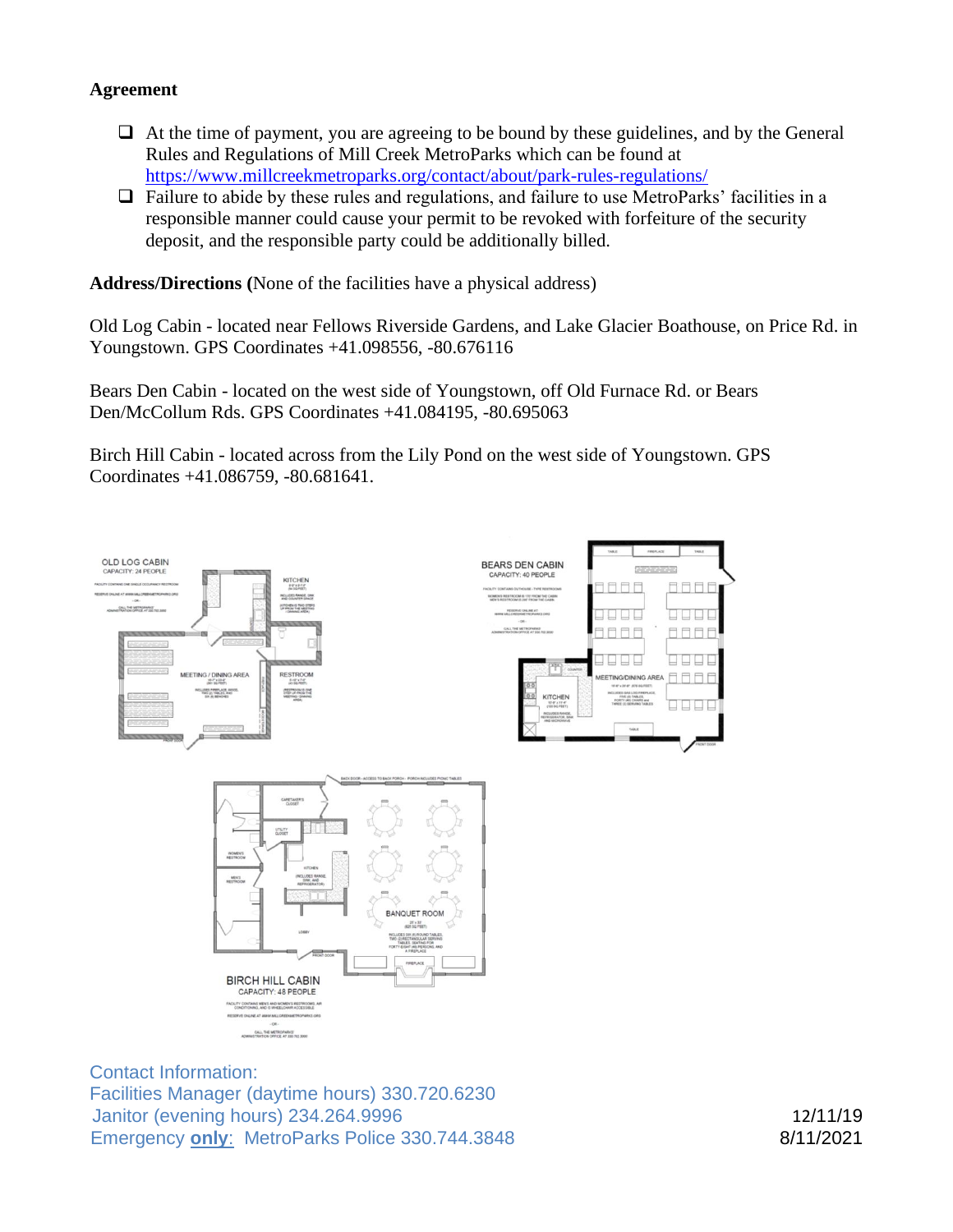**Agreement**

- ❑ At the time of payment, you are agreeing to be bound by these guidelines, and by the General Rules and Regulations of Mill Creek MetroParks which can be found at https://www.millcreekmetroparks.org/contact/about/park-rules-regulations/
- ❑ Failure to abide by these rules and regulations, and failure to use MetroParks' facilities in a responsible manner could cause your permit to be revoked with forfeiture of the security deposit, and the responsible party could be additionally billed.

**Address/Directions (**None of the facilities have a physical address)

Old Log Cabin - located near Fellows Riverside Gardens, and Lake Glacier Boathouse, on Price Rd. in Youngstown. GPS Coordinates +41.098556, -80.676116

Bears Den Cabin - located on the west side of Youngstown, off Old Furnace Rd. or Bears Den/McCollum Rds. GPS Coordinates +41.084195, -80.695063

Birch Hill Cabin - located across from the Lily Pond on the west side of Youngstown. GPS Coordinates +41.086759, -80.681641.

OLD LOG CABIN
CAPACITY: 24 PEOPLE
KITCHEN
MEETING / DINING AREA
RESTROOM

BEARS DEN CABIN
CAPACITY: 40 PEOPLE
MEETING/DINING AREA
KITCHEN

BIRCH HILL CABIN
CAPACITY: 48 PEOPLE
BANQUET ROOM

Contact Information:
Facilities Manager (daytime hours) 330.720.6230
Janitor (evening hours) 234.264.9996
Emergency **only**: MetroParks Police 330.744.3848

12/11/19
8/11/2021